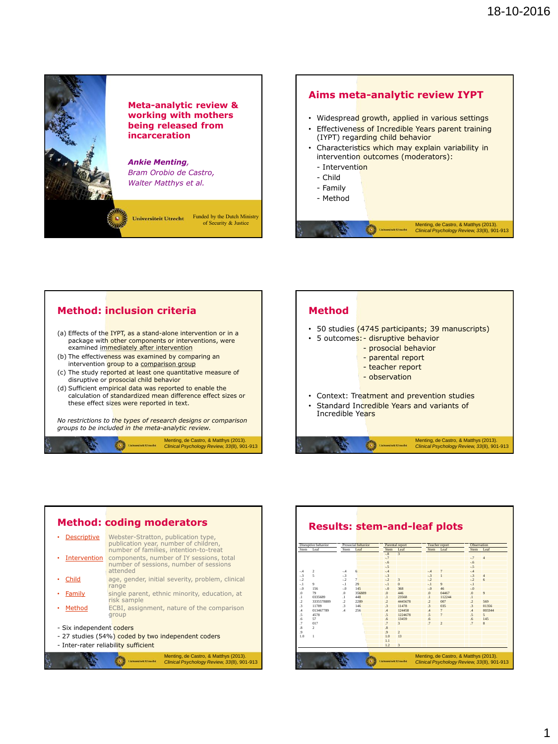# Meta-analytic review & working with mothers being released from incarceration

***Ankie Menting,***
*Bram Orobio de Castro,*
*Walter Matthys et al.*

Universiteit Utrecht

Funded by the Dutch Ministry of Security & Justice

---

## Aims meta-analytic review IYPT

- Widespread growth, applied in various settings
- Effectiveness of Incredible Years parent training (IYPT) regarding child behavior
- Characteristics which may explain variability in intervention outcomes (moderators):
  - Intervention
  - Child
  - Family
  - Method

Menting, de Castro, & Matthys (2013). *Clinical Psychology Review, 33*(8), 901-913

---

## Method: inclusion criteria

(a) Effects of the IYPT, as a stand-alone intervention or in a package with other components or interventions, were examined immediately after intervention

(b) The effectiveness was examined by comparing an intervention group to a comparison group

(c) The study reported at least one quantitative measure of disruptive or prosocial child behavior

(d) Sufficient empirical data was reported to enable the calculation of standardized mean difference effect sizes or these effect sizes were reported in text.

*No restrictions to the types of research designs or comparison groups to be included in the meta-analytic review.*

Menting, de Castro, & Matthys (2013). *Clinical Psychology Review, 33*(8), 901-913

---

## Method

- 50 studies (4745 participants; 39 manuscripts)
- 5 outcomes:
  - disruptive behavior
  - prosocial behavior
  - parental report
  - teacher report
  - observation
- Context: Treatment and prevention studies
- Standard Incredible Years and variants of Incredible Years

Menting, de Castro, & Matthys (2013). *Clinical Psychology Review, 33*(8), 901-913

---

## Method: coding moderators

- Descriptive: Webster-Stratton, publication type, publication year, number of children, number of families, intention-to-treat
- Intervention: components, number of IY sessions, total number of sessions, number of sessions attended
- Child: age, gender, initial severity, problem, clinical range
- Family: single parent, ethnic minority, education, at risk sample
- Method: ECBI, assignment, nature of the comparison group

- Six independent coders
- 27 studies (54%) coded by two independent coders
- Inter-rater reliability sufficient

Menting, de Castro, & Matthys (2013). *Clinical Psychology Review, 33*(8), 901-913

---

## Results: stem-and-leaf plots

| Disruptive behavior Stem | Leaf | Prosocial behavior Stem | Leaf | Parental report Stem | Leaf | Teacher report Stem | Leaf | Observation Stem | Leaf |
|---|---|---|---|---|---|---|---|---|---|
| | | | | -.8 | 3 | | | | |
| | | | | -.7 | | | | -.7 | 4 |
| | | | | -.6 | | | | -.6 | |
| | | | | -.5 | | | | -.5 | |
| -.4 | 2 | -.4 | 6 | -.4 | | -.4 | 7 | -.4 | |
| -.3 | 5 | -.3 | | -.3 | | -.3 | 1 | -.3 | 4 |
| -.2 | | -.2 | 7 | -.2 | 3 | -.2 | | -.2 | 6 |
| -.1 | 9 | -.1 | 29 | -.1 | 0 | -.1 | 9 | -.1 | |
| -.0 | 156 | -.0 | 145 | -.0 | 368 | -.0 | 46 | -.0 | |
| .0 | 79 | .0 | 356889 | .0 | 446 | .0 | 04467 | .0 | 9 |
| .1 | 0335689 | .1 | 448 | .1 | 23568 | .1 | 112244 | .1 | |
| .2 | 3335578889 | .2 | 2289 | .2 | 4445678 | .2 | 007 | .2 | 569 |
| .3 | 11789 | .3 | 146 | .3 | 11478 | .3 | 035 | .3 | 01356 |
| .4 | 013467789 | .4 | 256 | .4 | 124458 | .4 | 7 | .4 | 003344 |
| .5 | 4578 | | | .5 | 1224678 | .5 | 7 | .5 | 5 |
| .6 | 57 | | | .6 | 13459 | .6 | | .6 | 145 |
| .7 | 017 | | | .7 | 3 | .7 | 2 | .7 | 8 |
| .8 | 2 | | | .8 | | | | | |
| .9 | | | | .9 | 2 | | | | |
| 1.0 | 1 | | | 1.0 | 13 | | | | |
| | | | | 1.1 | | | | | |
| | | | | 1.2 | 3 | | | | |

Menting, de Castro, & Matthys (2013). *Clinical Psychology Review, 33*(8), 901-913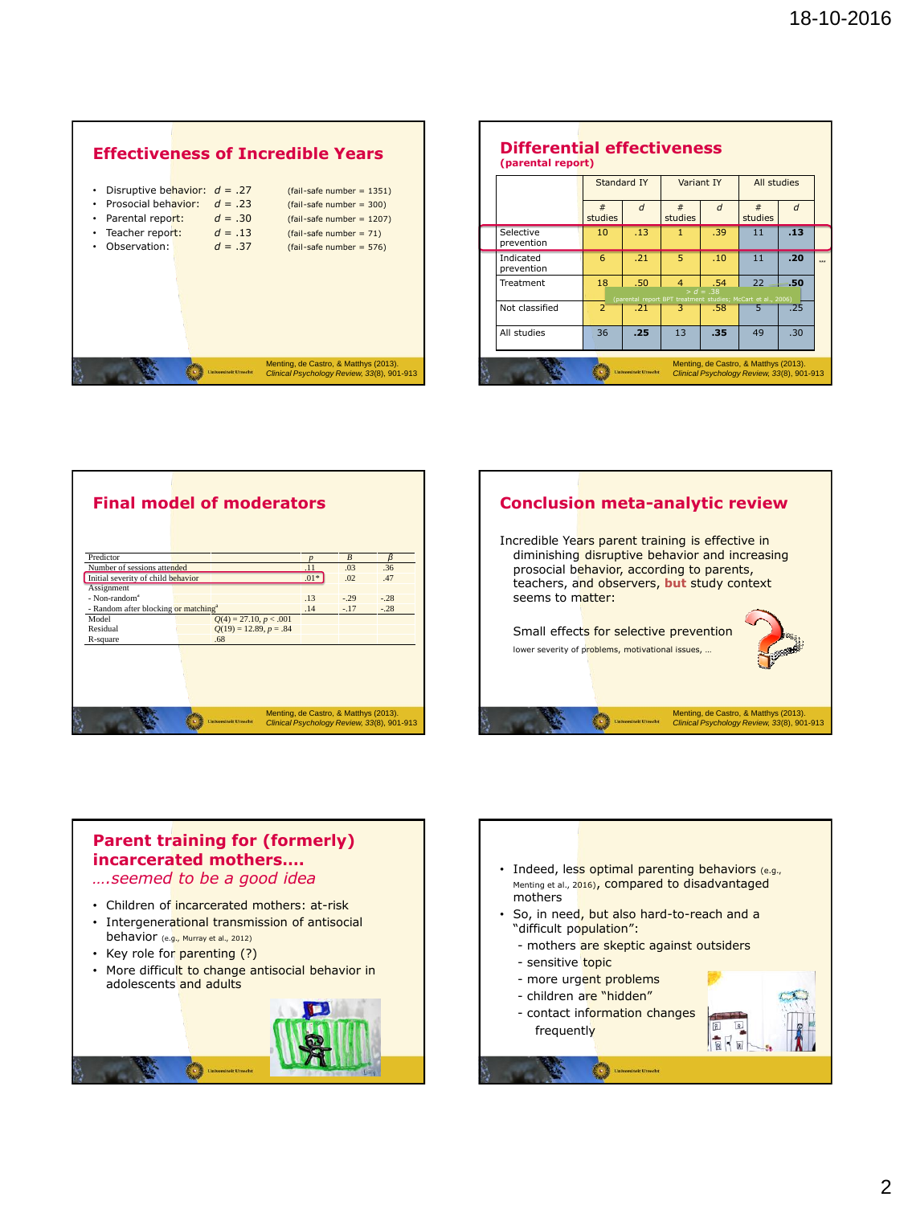## Effectiveness of Incredible Years

- Disruptive behavior: $d$ = .27 (fail-safe number = 1351)
- Prosocial behavior: $d$ = .23 (fail-safe number = 300)
- Parental report: $d$ = .30 (fail-safe number = 1207)
- Teacher report: $d$ = .13 (fail-safe number = 71)
- Observation: $d$ = .37 (fail-safe number = 576)

Menting, de Castro, & Matthys (2013). *Clinical Psychology Review, 33*(8), 901-913

## Differential effectiveness
**(parental report)**

| | Standard IY | | Variant IY | | All studies | |
|---|---|---|---|---|---|---|
| | # studies | $d$ | # studies | $d$ | # studies | $d$ |
| Selective prevention | 10 | .13 | 1 | .39 | 11 | **.13** |
| Indicated prevention | 6 | .21 | 5 | .10 | 11 | **.20** |
| Treatment | 18 | .50 | 4 | .54 | 22 | **.50** |
| Not classified | 2 | .21 | 3 | .58 | 5 | .25 |
| All studies | 36 | **.25** | 13 | **.35** | 49 | .30 |

> $d$ = .38 (parental report BPT treatment studies; McCart et al., 2006)

Menting, de Castro, & Matthys (2013). *Clinical Psychology Review, 33*(8), 901-913

## Final model of moderators

| Predictor | | $p$ | $B$ | $\beta$ |
|---|---|---|---|---|
| Number of sessions attended | | .11 | .03 | .36 |
| Initial severity of child behavior | | .01* | .02 | .47 |
| Assignment | | | | |
| - Non-random[a] | | .13 | -.29 | -.28 |
| - Random after blocking or matching[a] | | .14 | -.17 | -.28 |
| Model | $Q(4) = 27.10, p < .001$ | | | |
| Residual | $Q(19) = 12.89, p = .84$ | | | |
| R-square | .68 | | | |

Menting, de Castro, & Matthys (2013). *Clinical Psychology Review, 33*(8), 901-913

## Conclusion meta-analytic review

Incredible Years parent training is effective in diminishing disruptive behavior and increasing prosocial behavior, according to parents, teachers, and observers, **but** study context seems to matter:

Small effects for selective prevention

lower severity of problems, motivational issues, …

Menting, de Castro, & Matthys (2013). *Clinical Psychology Review, 33*(8), 901-913

## Parent training for (formerly) incarcerated mothers….
*….seemed to be a good idea*

- Children of incarcerated mothers: at-risk
- Intergenerational transmission of antisocial behavior (e.g., Murray et al., 2012)
- Key role for parenting (?)
- More difficult to change antisocial behavior in adolescents and adults

---

- Indeed, less optimal parenting behaviors (e.g., Menting et al., 2016), compared to disadvantaged mothers
- So, in need, but also hard-to-reach and a "difficult population":
  - mothers are skeptic against outsiders
  - sensitive topic
  - more urgent problems
  - children are "hidden"
  - contact information changes frequently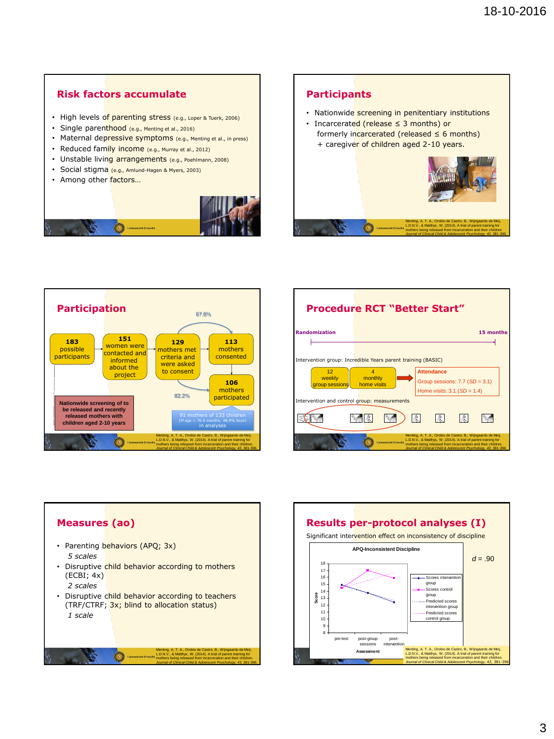## Risk factors accumulate

- High levels of parenting stress (e.g., Loper & Tuerk, 2006)
- Single parenthood (e.g., Menting et al., 2016)
- Maternal depressive symptoms (e.g., Menting et al., in press)
- Reduced family income (e.g., Murray et al., 2012)
- Unstable living arrangements (e.g., Poehlmann, 2008)
- Social stigma (e.g., Amlund-Hagen & Myers, 2003)
- Among other factors…

## Participants

- Nationwide screening in penitentiary institutions
- Incarcerated (release ≤ 3 months) or formerly incarcerated (released ≤ 6 months) + caregiver of children aged 2-10 years.

Menting, A. T. A., Orobio de Castro, B., Wijngaards-de Meij, L.D.N.V., & Matthys, W. (2014). A trial of parent training for mothers being released from incarceration and their children. *Journal of Clinical Child & Adolescent Psychology, 43*, 381-396.

## Participation

- 183 possible participants
- 151 women were contacted and informed about the project
- 129 mothers met criteria and were asked to consent
- 113 mothers consented (87.6%)
- 106 mothers participated (82.2%)
- 91 mothers of 133 children (*M* age = 76.9 months; 48.9% boys) in analyses

Nationwide screening of to be released and recently released mothers with children aged 2-10 years

Menting, A. T. A., Orobio de Castro, B., Wijngaards-de Meij, L.D.N.V., & Matthys, W. (2014). A trial of parent training for mothers being released from incarceration and their children. *Journal of Clinical Child & Adolescent Psychology, 43*, 381-396.

## Procedure RCT "Better Start"

Randomization — 15 months

Intervention group: Incredible Years parent training (BASIC)

- 12 weekly group sessions
- 4 monthly home visits

**Attendance**
Group sessions: 7.7 (*SD* = 3.1)
Home visits: 3.1 (*SD* = 1.4)

Intervention and control group: measurements

Menting, A. T. A., Orobio de Castro, B., Wijngaards-de Meij, L.D.N.V., & Matthys, W. (2014). A trial of parent training for mothers being released from incarceration and their children. *Journal of Clinical Child & Adolescent Psychology, 43*, 381-396.

## Measures (ao)

- Parenting behaviors (APQ; 3x)
  *5 scales*
- Disruptive child behavior according to mothers (ECBI; 4x)
  *2 scales*
- Disruptive child behavior according to teachers (TRF/CTRF; 3x; blind to allocation status)
  *1 scale*

Menting, A. T. A., Orobio de Castro, B., Wijngaards-de Meij, L.D.N.V., & Matthys, W. (2014). A trial of parent training for mothers being released from incarceration and their children. *Journal of Clinical Child & Adolescent Psychology, 43*, 381-396.

## Results per-protocol analyses (I)

Significant intervention effect on inconsistency of discipline

APQ-Inconsistent Discipline

Score (8–18) by Assessment: pre-test, post-group sessions, post-intervention

Legend: Scores intervention group; Scores control group; Predicted scores intervention group; Predicted scores control group

*d* = .90

Menting, A. T. A., Orobio de Castro, B., Wijngaards-de Meij, L.D.N.V., & Matthys, W. (2014). A trial of parent training for mothers being released from incarceration and their children. *Journal of Clinical Child & Adolescent Psychology, 43*, 381-396.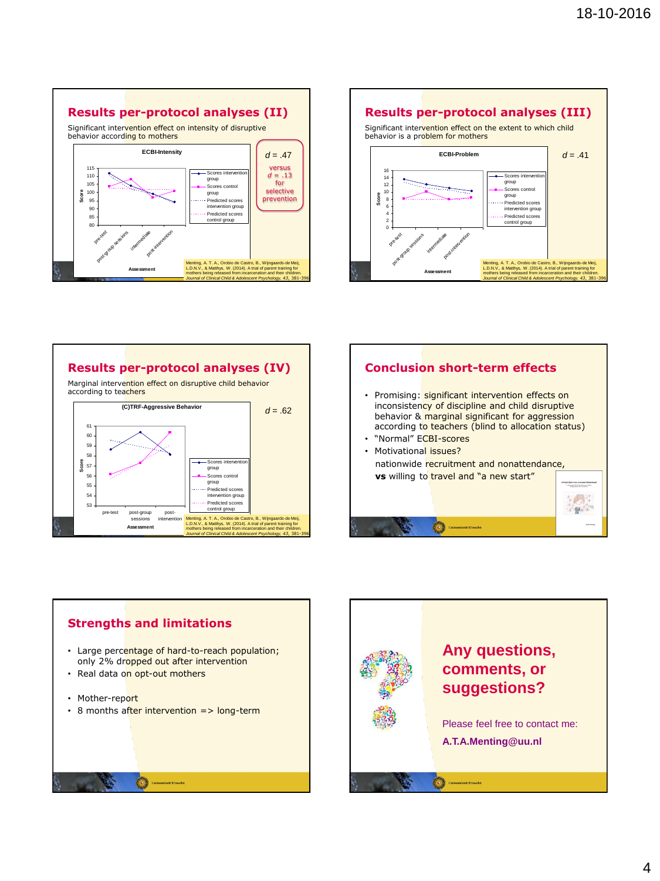## Results per-protocol analyses (II)

Significant intervention effect on intensity of disruptive behavior according to mothers

ECBI-Intensity

Score

115
110
105
100
95
90
85
80

pre-test
post-group sessions
intermediate
post-intervention

Assessment

Scores intervention group
Scores control group
Predicted scores intervention group
Predicted scores control group

*d* = .47

versus *d* = .13 for selective prevention

Menting, A. T. A., Orobio de Castro, B., Wijngaards-de Meij, L.D.N.V., & Matthys, W. (2014). A trial of parent training for mothers being released from incarceration and their children. *Journal of Clinical Child & Adolescent Psychology, 43*, 381-396

## Results per-protocol analyses (III)

Significant intervention effect on the extent to which child behavior is a problem for mothers

ECBI-Problem

Score

16
14
12
10
8
6
4
2
0

pre-test
post-group sessions
intermediate
post-intervention

Assessment

Scores intervention group
Scores control group
Predicted scores intervention group
Predicted scores control group

*d* = .41

Menting, A. T. A., Orobio de Castro, B., Wijngaards-de Meij, L.D.N.V., & Matthys, W. (2014). A trial of parent training for mothers being released from incarceration and their children. *Journal of Clinical Child & Adolescent Psychology, 43*, 381-396

## Results per-protocol analyses (IV)

Marginal intervention effect on disruptive child behavior according to teachers

(C)TRF-Aggressive Behavior

Score

61
60
59
58
57
56
55
54
53

pre-test
post-group sessions
post-intervention

Assessment

Scores intervention group
Scores control group
Predicted scores intervention group
Predicted scores control group

*d* = .62

Menting, A. T. A., Orobio de Castro, B., Wijngaards-de Meij, L.D.N.V., & Matthys, W. (2014). A trial of parent training for mothers being released from incarceration and their children. *Journal of Clinical Child & Adolescent Psychology, 43*, 381-396

## Conclusion short-term effects

- Promising: significant intervention effects on inconsistency of discipline and child disruptive behavior & marginal significant for aggression according to teachers (blind to allocation status)
- "Normal" ECBI-scores
- Motivational issues?

  nationwide recruitment and nonattendance, **vs** willing to travel and "a new start"

## Strengths and limitations

- Large percentage of hard-to-reach population; only 2% dropped out after intervention
- Real data on opt-out mothers

- Mother-report
- 8 months after intervention => long-term

## Any questions, comments, or suggestions?

Please feel free to contact me:

**A.T.A.Menting@uu.nl**